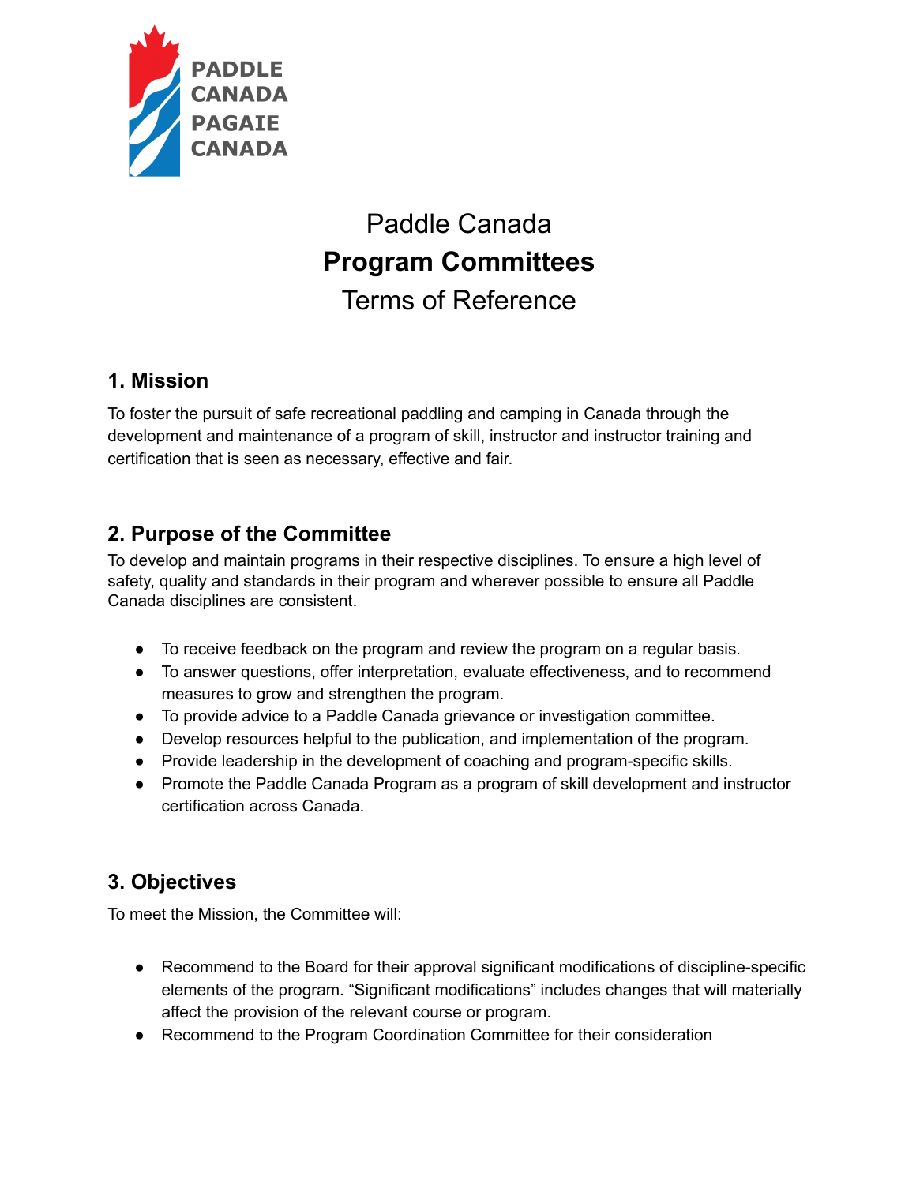PADDLE CANADA
PAGAIE CANADA

# Paddle Canada
# **Program Committees**
# Terms of Reference

## 1. Mission

To foster the pursuit of safe recreational paddling and camping in Canada through the development and maintenance of a program of skill, instructor and instructor training and certification that is seen as necessary, effective and fair.

## 2. Purpose of the Committee

To develop and maintain programs in their respective disciplines. To ensure a high level of safety, quality and standards in their program and wherever possible to ensure all Paddle Canada disciplines are consistent.

- To receive feedback on the program and review the program on a regular basis.
- To answer questions, offer interpretation, evaluate effectiveness, and to recommend measures to grow and strengthen the program.
- To provide advice to a Paddle Canada grievance or investigation committee.
- Develop resources helpful to the publication, and implementation of the program.
- Provide leadership in the development of coaching and program-specific skills.
- Promote the Paddle Canada Program as a program of skill development and instructor certification across Canada.

## 3. Objectives

To meet the Mission, the Committee will:

- Recommend to the Board for their approval significant modifications of discipline-specific elements of the program. "Significant modifications" includes changes that will materially affect the provision of the relevant course or program.
- Recommend to the Program Coordination Committee for their consideration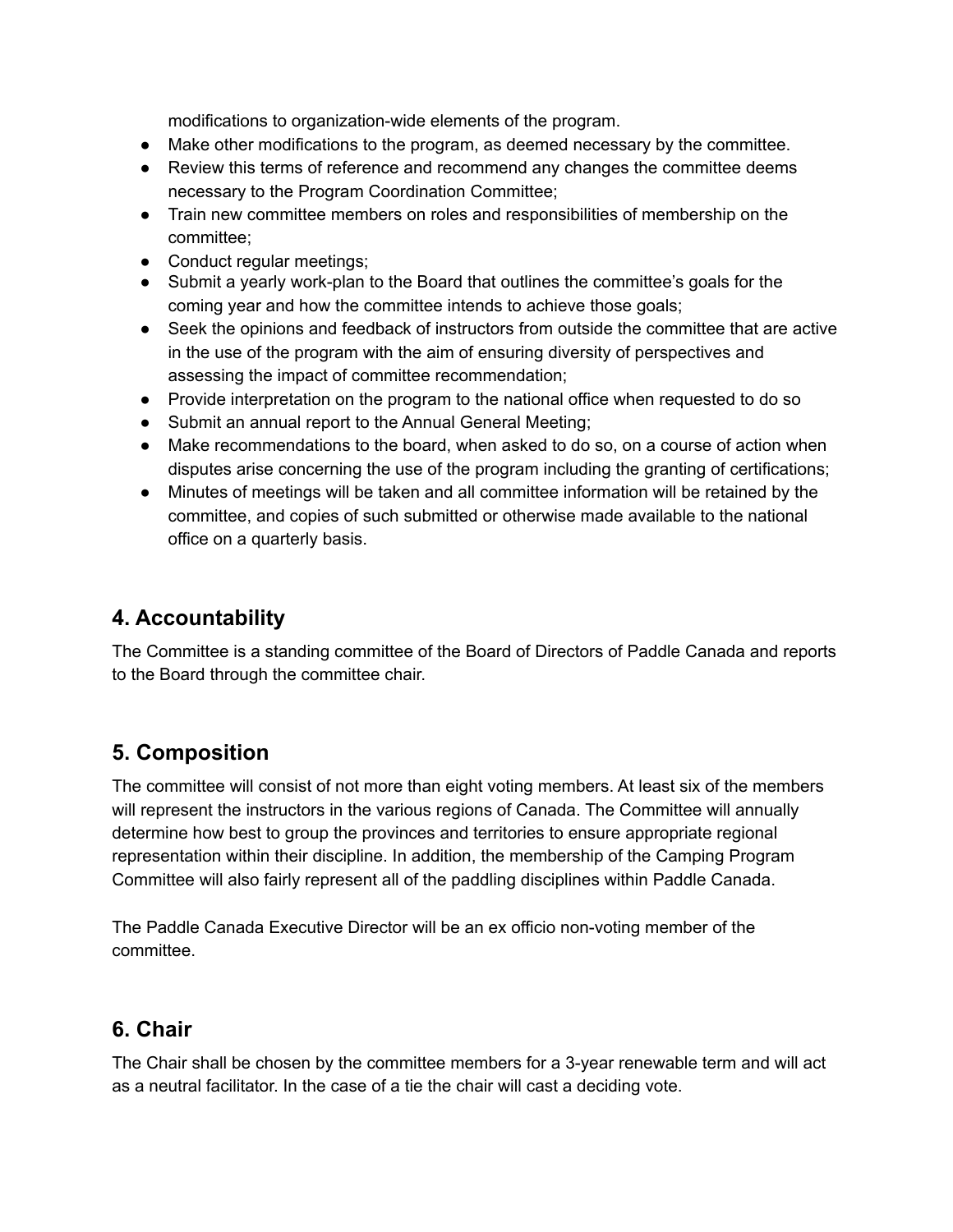modifications to organization-wide elements of the program.

- Make other modifications to the program, as deemed necessary by the committee.
- Review this terms of reference and recommend any changes the committee deems necessary to the Program Coordination Committee;
- Train new committee members on roles and responsibilities of membership on the committee;
- Conduct regular meetings;
- Submit a yearly work-plan to the Board that outlines the committee's goals for the coming year and how the committee intends to achieve those goals;
- Seek the opinions and feedback of instructors from outside the committee that are active in the use of the program with the aim of ensuring diversity of perspectives and assessing the impact of committee recommendation;
- Provide interpretation on the program to the national office when requested to do so
- Submit an annual report to the Annual General Meeting;
- Make recommendations to the board, when asked to do so, on a course of action when disputes arise concerning the use of the program including the granting of certifications;
- Minutes of meetings will be taken and all committee information will be retained by the committee, and copies of such submitted or otherwise made available to the national office on a quarterly basis.

## 4. Accountability

The Committee is a standing committee of the Board of Directors of Paddle Canada and reports to the Board through the committee chair.

## 5. Composition

The committee will consist of not more than eight voting members. At least six of the members will represent the instructors in the various regions of Canada. The Committee will annually determine how best to group the provinces and territories to ensure appropriate regional representation within their discipline. In addition, the membership of the Camping Program Committee will also fairly represent all of the paddling disciplines within Paddle Canada.

The Paddle Canada Executive Director will be an ex officio non-voting member of the committee.

## 6. Chair

The Chair shall be chosen by the committee members for a 3-year renewable term and will act as a neutral facilitator. In the case of a tie the chair will cast a deciding vote.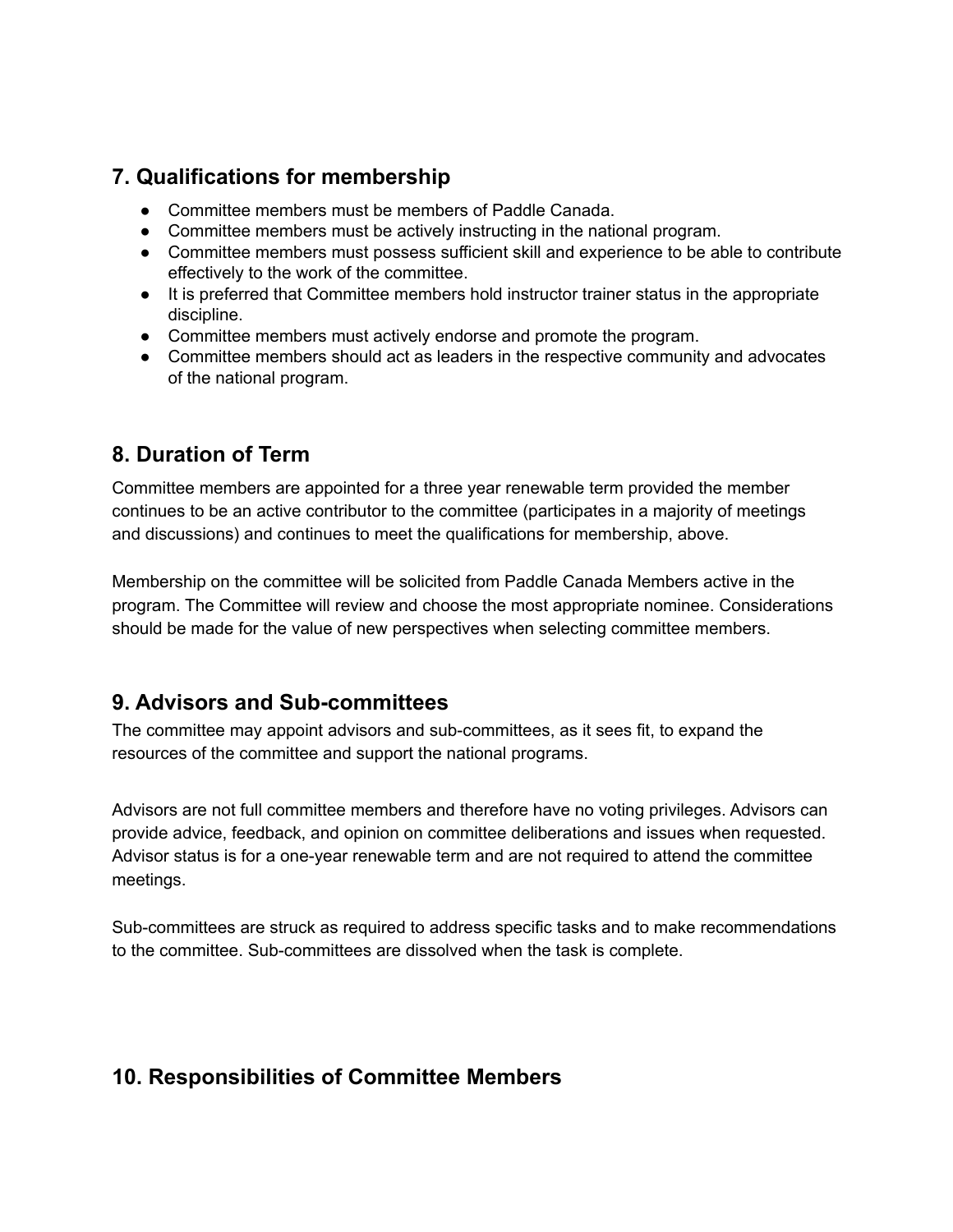## 7. Qualifications for membership

- Committee members must be members of Paddle Canada.
- Committee members must be actively instructing in the national program.
- Committee members must possess sufficient skill and experience to be able to contribute effectively to the work of the committee.
- It is preferred that Committee members hold instructor trainer status in the appropriate discipline.
- Committee members must actively endorse and promote the program.
- Committee members should act as leaders in the respective community and advocates of the national program.

## 8. Duration of Term

Committee members are appointed for a three year renewable term provided the member continues to be an active contributor to the committee (participates in a majority of meetings and discussions) and continues to meet the qualifications for membership, above.

Membership on the committee will be solicited from Paddle Canada Members active in the program. The Committee will review and choose the most appropriate nominee. Considerations should be made for the value of new perspectives when selecting committee members.

## 9. Advisors and Sub-committees

The committee may appoint advisors and sub-committees, as it sees fit, to expand the resources of the committee and support the national programs.

Advisors are not full committee members and therefore have no voting privileges. Advisors can provide advice, feedback, and opinion on committee deliberations and issues when requested. Advisor status is for a one-year renewable term and are not required to attend the committee meetings.

Sub-committees are struck as required to address specific tasks and to make recommendations to the committee. Sub-committees are dissolved when the task is complete.

## 10. Responsibilities of Committee Members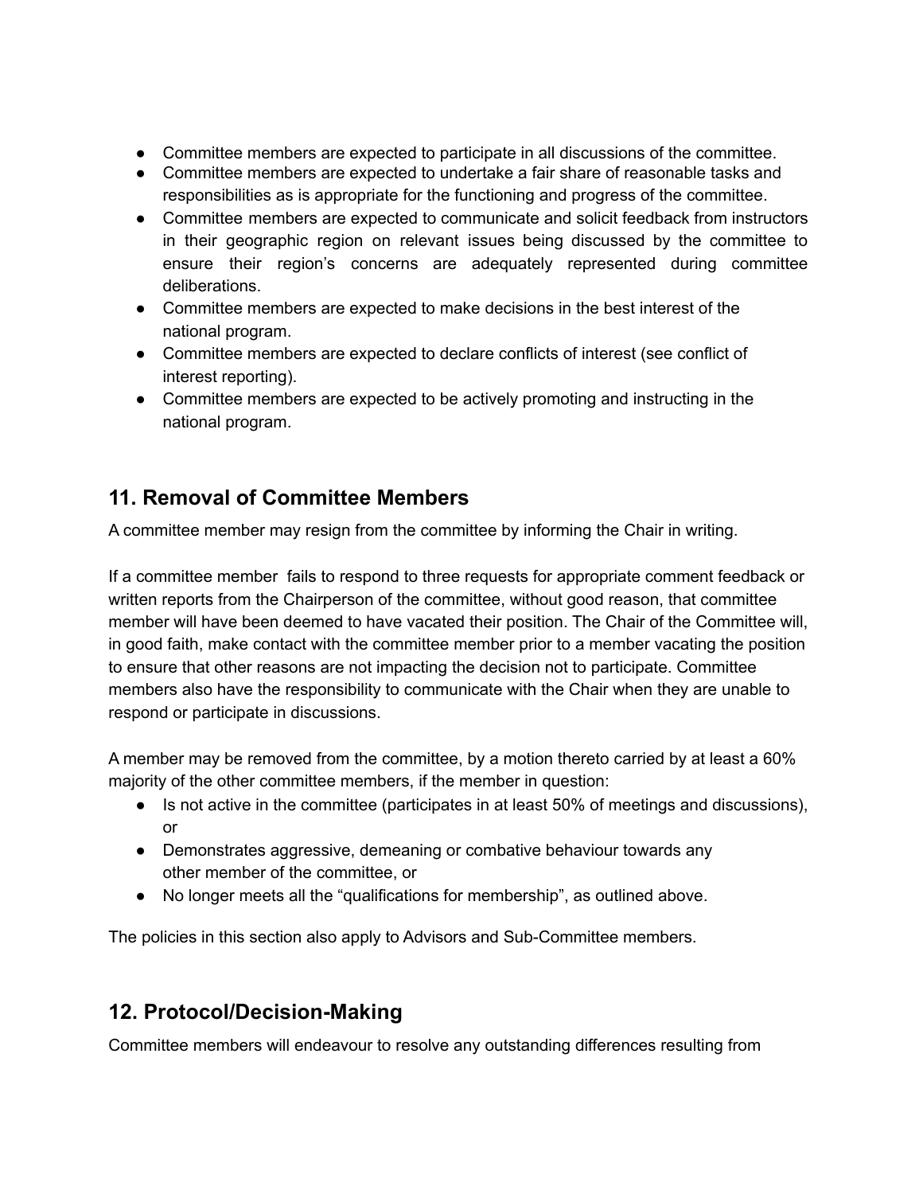- Committee members are expected to participate in all discussions of the committee.
- Committee members are expected to undertake a fair share of reasonable tasks and responsibilities as is appropriate for the functioning and progress of the committee.
- Committee members are expected to communicate and solicit feedback from instructors in their geographic region on relevant issues being discussed by the committee to ensure their region's concerns are adequately represented during committee deliberations.
- Committee members are expected to make decisions in the best interest of the national program.
- Committee members are expected to declare conflicts of interest (see conflict of interest reporting).
- Committee members are expected to be actively promoting and instructing in the national program.

## 11. Removal of Committee Members

A committee member may resign from the committee by informing the Chair in writing.

If a committee member fails to respond to three requests for appropriate comment feedback or written reports from the Chairperson of the committee, without good reason, that committee member will have been deemed to have vacated their position. The Chair of the Committee will, in good faith, make contact with the committee member prior to a member vacating the position to ensure that other reasons are not impacting the decision not to participate. Committee members also have the responsibility to communicate with the Chair when they are unable to respond or participate in discussions.

A member may be removed from the committee, by a motion thereto carried by at least a 60% majority of the other committee members, if the member in question:

- Is not active in the committee (participates in at least 50% of meetings and discussions), or
- Demonstrates aggressive, demeaning or combative behaviour towards any other member of the committee, or
- No longer meets all the "qualifications for membership", as outlined above.

The policies in this section also apply to Advisors and Sub-Committee members.

## 12. Protocol/Decision-Making

Committee members will endeavour to resolve any outstanding differences resulting from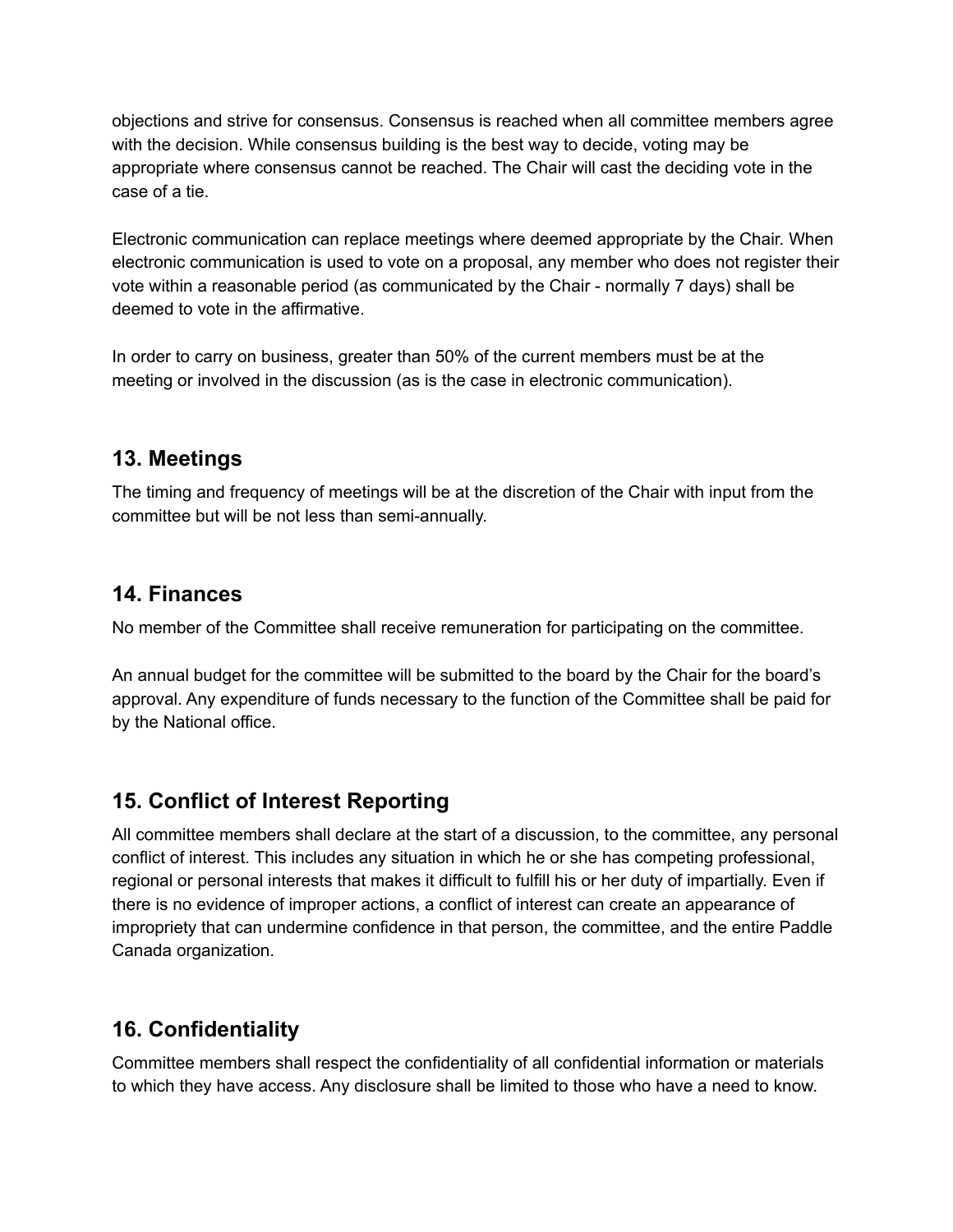objections and strive for consensus. Consensus is reached when all committee members agree with the decision. While consensus building is the best way to decide, voting may be appropriate where consensus cannot be reached. The Chair will cast the deciding vote in the case of a tie.

Electronic communication can replace meetings where deemed appropriate by the Chair. When electronic communication is used to vote on a proposal, any member who does not register their vote within a reasonable period (as communicated by the Chair - normally 7 days) shall be deemed to vote in the affirmative.

In order to carry on business, greater than 50% of the current members must be at the meeting or involved in the discussion (as is the case in electronic communication).

## 13. Meetings

The timing and frequency of meetings will be at the discretion of the Chair with input from the committee but will be not less than semi-annually.

## 14. Finances

No member of the Committee shall receive remuneration for participating on the committee.

An annual budget for the committee will be submitted to the board by the Chair for the board's approval. Any expenditure of funds necessary to the function of the Committee shall be paid for by the National office.

## 15. Conflict of Interest Reporting

All committee members shall declare at the start of a discussion, to the committee, any personal conflict of interest. This includes any situation in which he or she has competing professional, regional or personal interests that makes it difficult to fulfill his or her duty of impartially. Even if there is no evidence of improper actions, a conflict of interest can create an appearance of impropriety that can undermine confidence in that person, the committee, and the entire Paddle Canada organization.

## 16. Confidentiality

Committee members shall respect the confidentiality of all confidential information or materials to which they have access. Any disclosure shall be limited to those who have a need to know.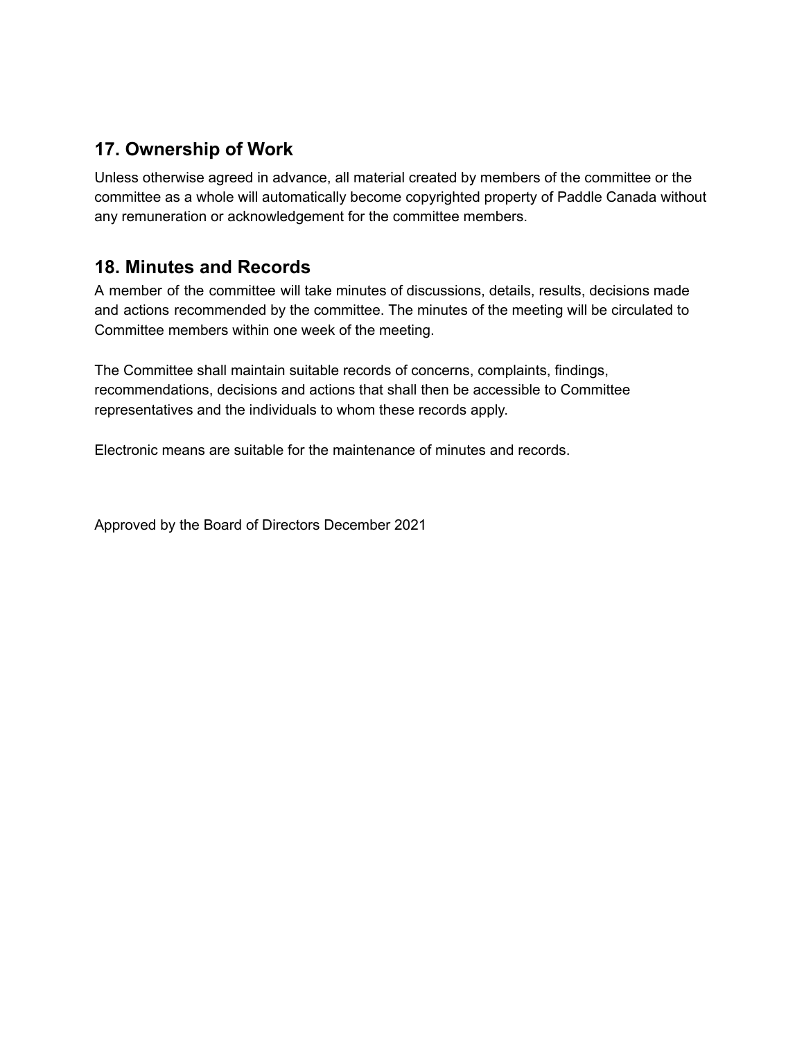## 17. Ownership of Work

Unless otherwise agreed in advance, all material created by members of the committee or the committee as a whole will automatically become copyrighted property of Paddle Canada without any remuneration or acknowledgement for the committee members.

## 18. Minutes and Records

A member of the committee will take minutes of discussions, details, results, decisions made and actions recommended by the committee. The minutes of the meeting will be circulated to Committee members within one week of the meeting.

The Committee shall maintain suitable records of concerns, complaints, findings, recommendations, decisions and actions that shall then be accessible to Committee representatives and the individuals to whom these records apply.

Electronic means are suitable for the maintenance of minutes and records.

Approved by the Board of Directors December 2021